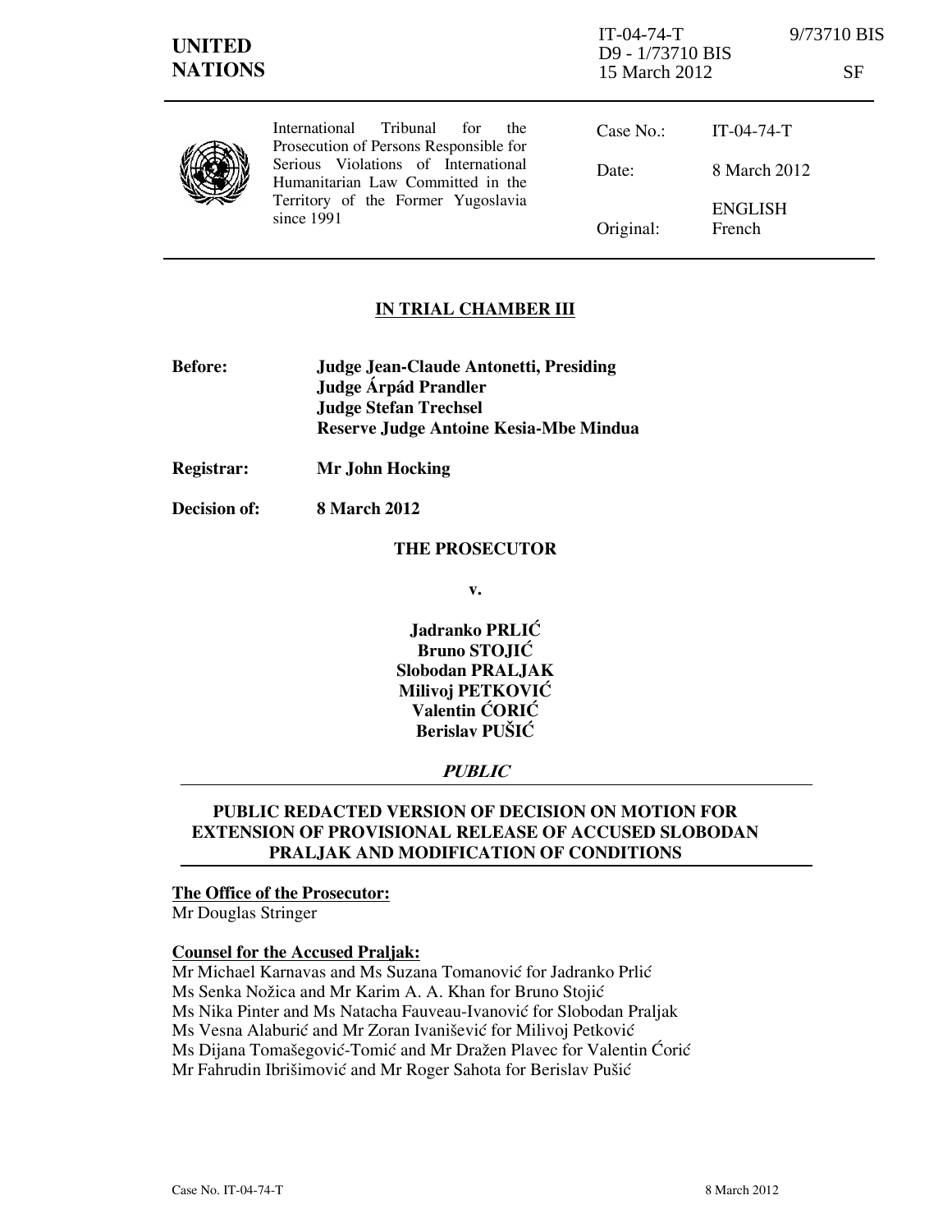**UNITED NATIONS**

IT-04-74-T 9/73710 BIS
D9 - 1/73710 BIS
15 March 2012 SF

International Tribunal for the Prosecution of Persons Responsible for Serious Violations of International Humanitarian Law Committed in the Territory of the Former Yugoslavia since 1991

| | |
|---|---|
| Case No.: | IT-04-74-T |
| Date: | 8 March 2012 |
| Original: | ENGLISH French |

## IN TRIAL CHAMBER III

**Before:** **Judge Jean-Claude Antonetti, Presiding**
**Judge Árpád Prandler**
**Judge Stefan Trechsel**
**Reserve Judge Antoine Kesia-Mbe Mindua**

**Registrar:** **Mr John Hocking**

**Decision of:** **8 March 2012**

**THE PROSECUTOR**

**v.**

**Jadranko PRLIĆ**
**Bruno STOJIĆ**
**Slobodan PRALJAK**
**Milivoj PETKOVIĆ**
**Valentin ĆORIĆ**
**Berislav PUŠIĆ**

***PUBLIC***

## PUBLIC REDACTED VERSION OF DECISION ON MOTION FOR EXTENSION OF PROVISIONAL RELEASE OF ACCUSED SLOBODAN PRALJAK AND MODIFICATION OF CONDITIONS

**The Office of the Prosecutor:**
Mr Douglas Stringer

**Counsel for the Accused Praljak:**
Mr Michael Karnavas and Ms Suzana Tomanović for Jadranko Prlić
Ms Senka Nožica and Mr Karim A. A. Khan for Bruno Stojić
Ms Nika Pinter and Ms Natacha Fauveau-Ivanović for Slobodan Praljak
Ms Vesna Alaburić and Mr Zoran Ivanišević for Milivoj Petković
Ms Dijana Tomašegović-Tomić and Mr Dražen Plavec for Valentin Ćorić
Mr Fahrudin Ibrišimović and Mr Roger Sahota for Berislav Pušić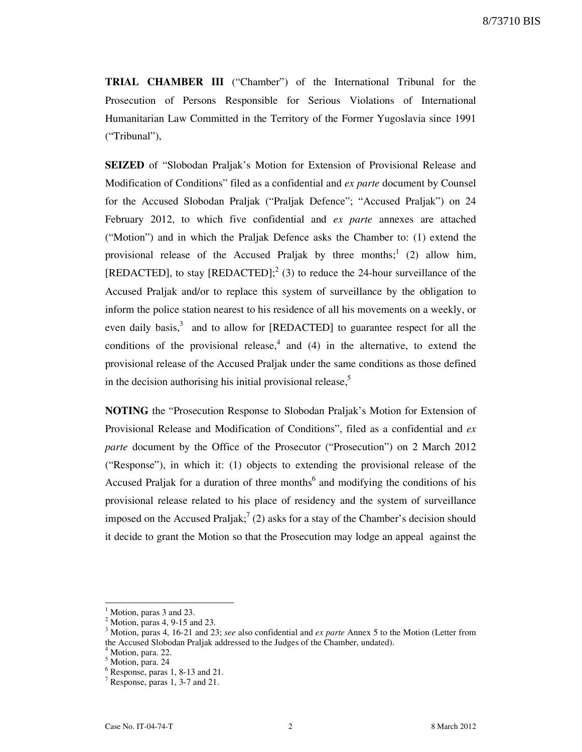**TRIAL CHAMBER III** ("Chamber") of the International Tribunal for the Prosecution of Persons Responsible for Serious Violations of International Humanitarian Law Committed in the Territory of the Former Yugoslavia since 1991 ("Tribunal"),

**SEIZED** of "Slobodan Praljak's Motion for Extension of Provisional Release and Modification of Conditions" filed as a confidential and *ex parte* document by Counsel for the Accused Slobodan Praljak ("Praljak Defence"; "Accused Praljak") on 24 February 2012, to which five confidential and *ex parte* annexes are attached ("Motion") and in which the Praljak Defence asks the Chamber to: (1) extend the provisional release of the Accused Praljak by three months;[1] (2) allow him, [REDACTED], to stay [REDACTED];[2] (3) to reduce the 24-hour surveillance of the Accused Praljak and/or to replace this system of surveillance by the obligation to inform the police station nearest to his residence of all his movements on a weekly, or even daily basis,[3] and to allow for [REDACTED] to guarantee respect for all the conditions of the provisional release,[4] and (4) in the alternative, to extend the provisional release of the Accused Praljak under the same conditions as those defined in the decision authorising his initial provisional release,[5]

**NOTING** the "Prosecution Response to Slobodan Praljak's Motion for Extension of Provisional Release and Modification of Conditions", filed as a confidential and *ex parte* document by the Office of the Prosecutor ("Prosecution") on 2 March 2012 ("Response"), in which it: (1) objects to extending the provisional release of the Accused Praljak for a duration of three months[6] and modifying the conditions of his provisional release related to his place of residency and the system of surveillance imposed on the Accused Praljak;[7] (2) asks for a stay of the Chamber's decision should it decide to grant the Motion so that the Prosecution may lodge an appeal against the

---

[1] Motion, paras 3 and 23.

[2] Motion, paras 4, 9-15 and 23.

[3] Motion, paras 4, 16-21 and 23; *see* also confidential and *ex parte* Annex 5 to the Motion (Letter from the Accused Slobodan Praljak addressed to the Judges of the Chamber, undated).

[4] Motion, para. 22.

[5] Motion, para. 24

[6] Response, paras 1, 8-13 and 21.

[7] Response, paras 1, 3-7 and 21.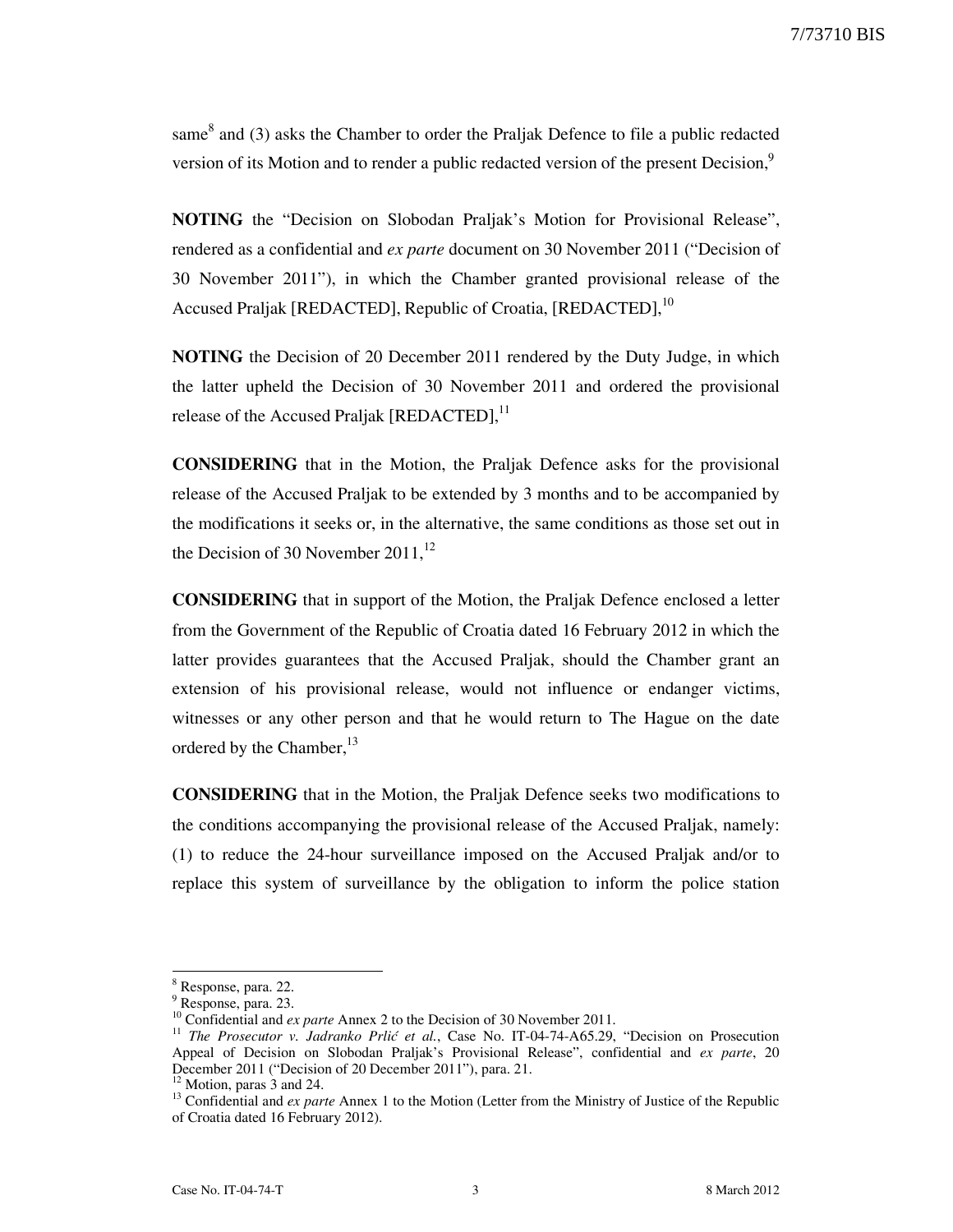same[8] and (3) asks the Chamber to order the Praljak Defence to file a public redacted version of its Motion and to render a public redacted version of the present Decision,[9]

**NOTING** the "Decision on Slobodan Praljak's Motion for Provisional Release", rendered as a confidential and *ex parte* document on 30 November 2011 ("Decision of 30 November 2011"), in which the Chamber granted provisional release of the Accused Praljak [REDACTED], Republic of Croatia, [REDACTED],[10]

**NOTING** the Decision of 20 December 2011 rendered by the Duty Judge, in which the latter upheld the Decision of 30 November 2011 and ordered the provisional release of the Accused Praljak [REDACTED],[11]

**CONSIDERING** that in the Motion, the Praljak Defence asks for the provisional release of the Accused Praljak to be extended by 3 months and to be accompanied by the modifications it seeks or, in the alternative, the same conditions as those set out in the Decision of 30 November 2011,[12]

**CONSIDERING** that in support of the Motion, the Praljak Defence enclosed a letter from the Government of the Republic of Croatia dated 16 February 2012 in which the latter provides guarantees that the Accused Praljak, should the Chamber grant an extension of his provisional release, would not influence or endanger victims, witnesses or any other person and that he would return to The Hague on the date ordered by the Chamber,[13]

**CONSIDERING** that in the Motion, the Praljak Defence seeks two modifications to the conditions accompanying the provisional release of the Accused Praljak, namely: (1) to reduce the 24-hour surveillance imposed on the Accused Praljak and/or to replace this system of surveillance by the obligation to inform the police station

---

[8] Response, para. 22.

[9] Response, para. 23.

[10] Confidential and *ex parte* Annex 2 to the Decision of 30 November 2011.

[11] *The Prosecutor v. Jadranko Prlić et al.*, Case No. IT-04-74-A65.29, "Decision on Prosecution Appeal of Decision on Slobodan Praljak's Provisional Release", confidential and *ex parte*, 20 December 2011 ("Decision of 20 December 2011"), para. 21.

[12] Motion, paras 3 and 24.

[13] Confidential and *ex parte* Annex 1 to the Motion (Letter from the Ministry of Justice of the Republic of Croatia dated 16 February 2012).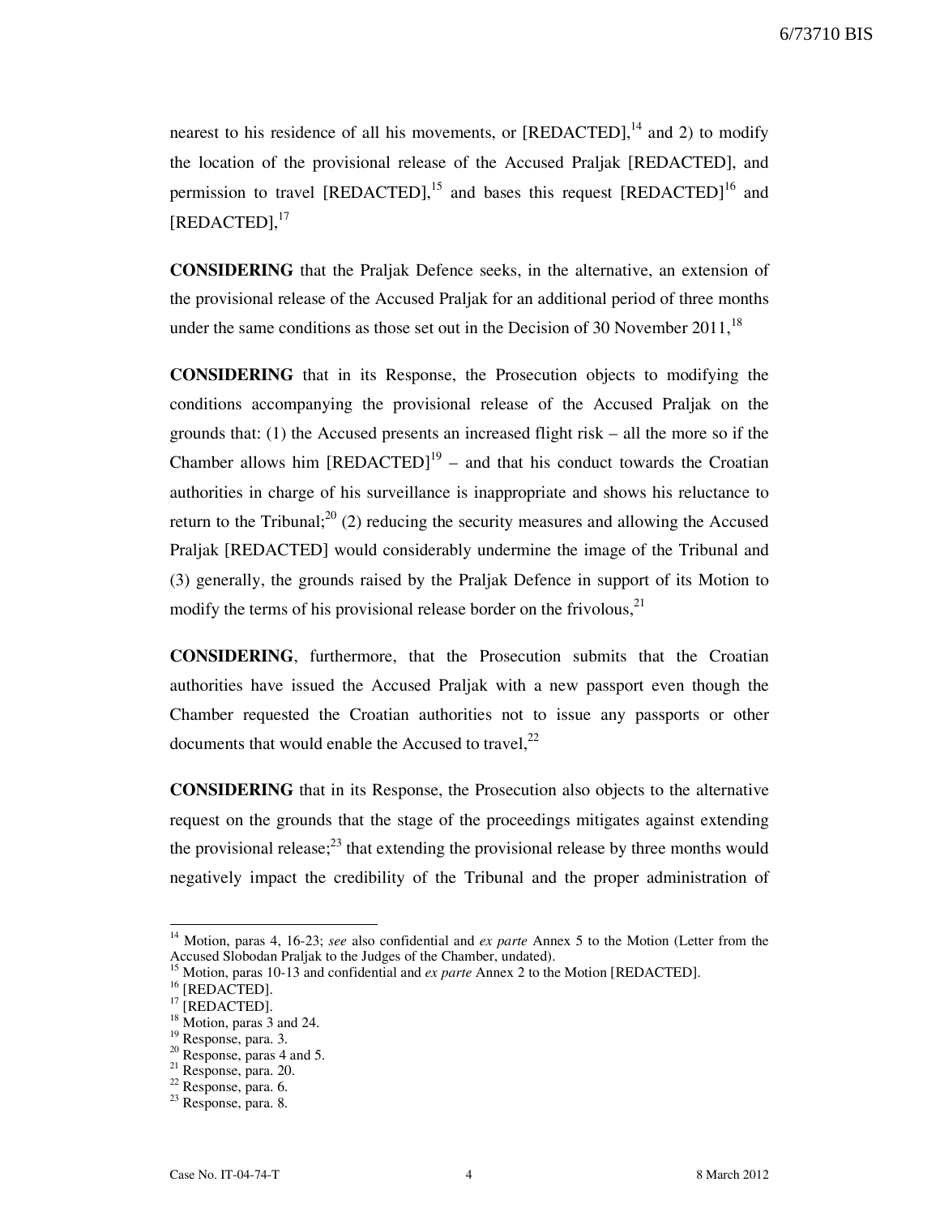nearest to his residence of all his movements, or [REDACTED],[14] and 2) to modify the location of the provisional release of the Accused Praljak [REDACTED], and permission to travel [REDACTED],[15] and bases this request [REDACTED][16] and [REDACTED],[17]

**CONSIDERING** that the Praljak Defence seeks, in the alternative, an extension of the provisional release of the Accused Praljak for an additional period of three months under the same conditions as those set out in the Decision of 30 November 2011,[18]

**CONSIDERING** that in its Response, the Prosecution objects to modifying the conditions accompanying the provisional release of the Accused Praljak on the grounds that: (1) the Accused presents an increased flight risk – all the more so if the Chamber allows him [REDACTED][19] – and that his conduct towards the Croatian authorities in charge of his surveillance is inappropriate and shows his reluctance to return to the Tribunal;[20] (2) reducing the security measures and allowing the Accused Praljak [REDACTED] would considerably undermine the image of the Tribunal and (3) generally, the grounds raised by the Praljak Defence in support of its Motion to modify the terms of his provisional release border on the frivolous,[21]

**CONSIDERING**, furthermore, that the Prosecution submits that the Croatian authorities have issued the Accused Praljak with a new passport even though the Chamber requested the Croatian authorities not to issue any passports or other documents that would enable the Accused to travel,[22]

**CONSIDERING** that in its Response, the Prosecution also objects to the alternative request on the grounds that the stage of the proceedings mitigates against extending the provisional release;[23] that extending the provisional release by three months would negatively impact the credibility of the Tribunal and the proper administration of

---

[14] Motion, paras 4, 16-23; *see* also confidential and *ex parte* Annex 5 to the Motion (Letter from the Accused Slobodan Praljak to the Judges of the Chamber, undated).

[15] Motion, paras 10-13 and confidential and *ex parte* Annex 2 to the Motion [REDACTED].

[16] [REDACTED].

[17] [REDACTED].

[18] Motion, paras 3 and 24.

[19] Response, para. 3.

[20] Response, paras 4 and 5.

[21] Response, para. 20.

[22] Response, para. 6.

[23] Response, para. 8.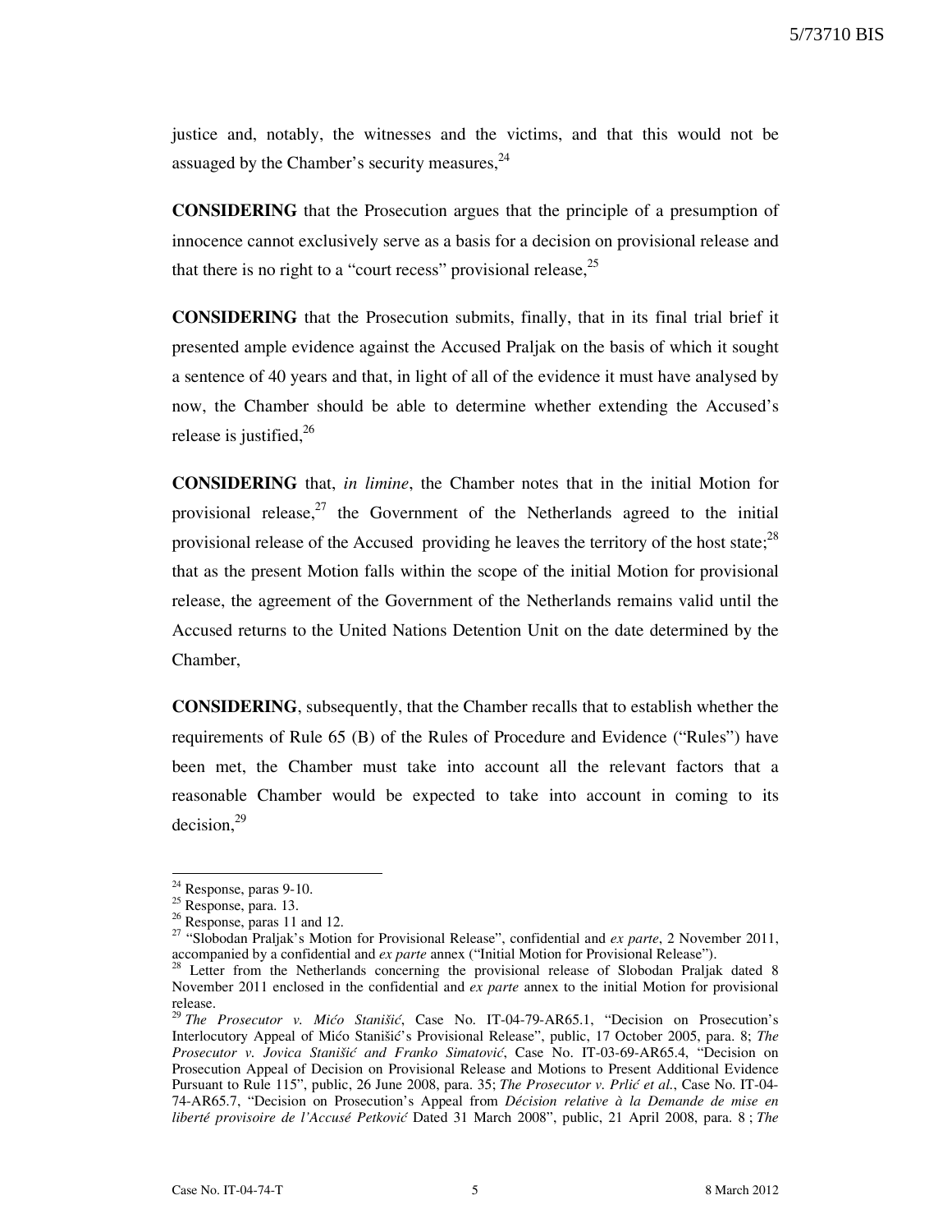justice and, notably, the witnesses and the victims, and that this would not be assuaged by the Chamber's security measures,[24]

**CONSIDERING** that the Prosecution argues that the principle of a presumption of innocence cannot exclusively serve as a basis for a decision on provisional release and that there is no right to a "court recess" provisional release,[25]

**CONSIDERING** that the Prosecution submits, finally, that in its final trial brief it presented ample evidence against the Accused Praljak on the basis of which it sought a sentence of 40 years and that, in light of all of the evidence it must have analysed by now, the Chamber should be able to determine whether extending the Accused's release is justified,[26]

**CONSIDERING** that, *in limine*, the Chamber notes that in the initial Motion for provisional release,[27] the Government of the Netherlands agreed to the initial provisional release of the Accused providing he leaves the territory of the host state;[28] that as the present Motion falls within the scope of the initial Motion for provisional release, the agreement of the Government of the Netherlands remains valid until the Accused returns to the United Nations Detention Unit on the date determined by the Chamber,

**CONSIDERING**, subsequently, that the Chamber recalls that to establish whether the requirements of Rule 65 (B) of the Rules of Procedure and Evidence ("Rules") have been met, the Chamber must take into account all the relevant factors that a reasonable Chamber would be expected to take into account in coming to its decision,[29]

---

[24] Response, paras 9-10.

[25] Response, para. 13.

[26] Response, paras 11 and 12.

[27] "Slobodan Praljak's Motion for Provisional Release", confidential and *ex parte*, 2 November 2011, accompanied by a confidential and *ex parte* annex ("Initial Motion for Provisional Release").

[28] Letter from the Netherlands concerning the provisional release of Slobodan Praljak dated 8 November 2011 enclosed in the confidential and *ex parte* annex to the initial Motion for provisional release.

[29] *The Prosecutor v. Mićo Stanišić*, Case No. IT-04-79-AR65.1, "Decision on Prosecution's Interlocutory Appeal of Mićo Stanišić's Provisional Release", public, 17 October 2005, para. 8; *The Prosecutor v. Jovica Stanišić and Franko Simatović*, Case No. IT-03-69-AR65.4, "Decision on Prosecution Appeal of Decision on Provisional Release and Motions to Present Additional Evidence Pursuant to Rule 115", public, 26 June 2008, para. 35; *The Prosecutor v. Prlić et al.*, Case No. IT-04-74-AR65.7, "Decision on Prosecution's Appeal from *Décision relative à la Demande de mise en liberté provisoire de l'Accusé Petković* Dated 31 March 2008", public, 21 April 2008, para. 8 ; *The*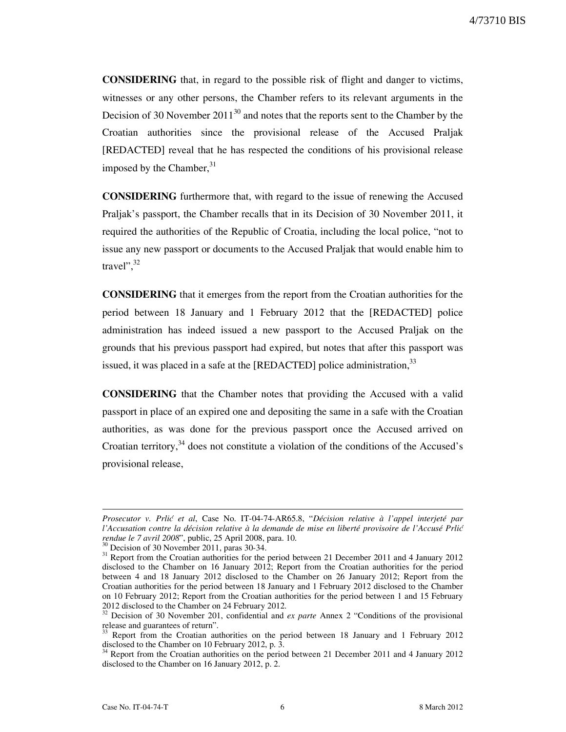**CONSIDERING** that, in regard to the possible risk of flight and danger to victims, witnesses or any other persons, the Chamber refers to its relevant arguments in the Decision of 30 November 2011[30] and notes that the reports sent to the Chamber by the Croatian authorities since the provisional release of the Accused Praljak [REDACTED] reveal that he has respected the conditions of his provisional release imposed by the Chamber,[31]

**CONSIDERING** furthermore that, with regard to the issue of renewing the Accused Praljak's passport, the Chamber recalls that in its Decision of 30 November 2011, it required the authorities of the Republic of Croatia, including the local police, "not to issue any new passport or documents to the Accused Praljak that would enable him to travel",[32]

**CONSIDERING** that it emerges from the report from the Croatian authorities for the period between 18 January and 1 February 2012 that the [REDACTED] police administration has indeed issued a new passport to the Accused Praljak on the grounds that his previous passport had expired, but notes that after this passport was issued, it was placed in a safe at the [REDACTED] police administration,[33]

**CONSIDERING** that the Chamber notes that providing the Accused with a valid passport in place of an expired one and depositing the same in a safe with the Croatian authorities, as was done for the previous passport once the Accused arrived on Croatian territory,[34] does not constitute a violation of the conditions of the Accused's provisional release,

---

*Prosecutor v. Prlić et al*, Case No. IT-04-74-AR65.8, "*Décision relative à l'appel interjeté par l'Accusation contre la décision relative à la demande de mise en liberté provisoire de l'Accusé Prlić rendue le 7 avril 2008*", public, 25 April 2008, para. 10.

[30] Decision of 30 November 2011, paras 30-34.

[31] Report from the Croatian authorities for the period between 21 December 2011 and 4 January 2012 disclosed to the Chamber on 16 January 2012; Report from the Croatian authorities for the period between 4 and 18 January 2012 disclosed to the Chamber on 26 January 2012; Report from the Croatian authorities for the period between 18 January and 1 February 2012 disclosed to the Chamber on 10 February 2012; Report from the Croatian authorities for the period between 1 and 15 February 2012 disclosed to the Chamber on 24 February 2012.

[32] Decision of 30 November 201, confidential and *ex parte* Annex 2 "Conditions of the provisional release and guarantees of return".

[33] Report from the Croatian authorities on the period between 18 January and 1 February 2012 disclosed to the Chamber on 10 February 2012, p. 3.

[34] Report from the Croatian authorities on the period between 21 December 2011 and 4 January 2012 disclosed to the Chamber on 16 January 2012, p. 2.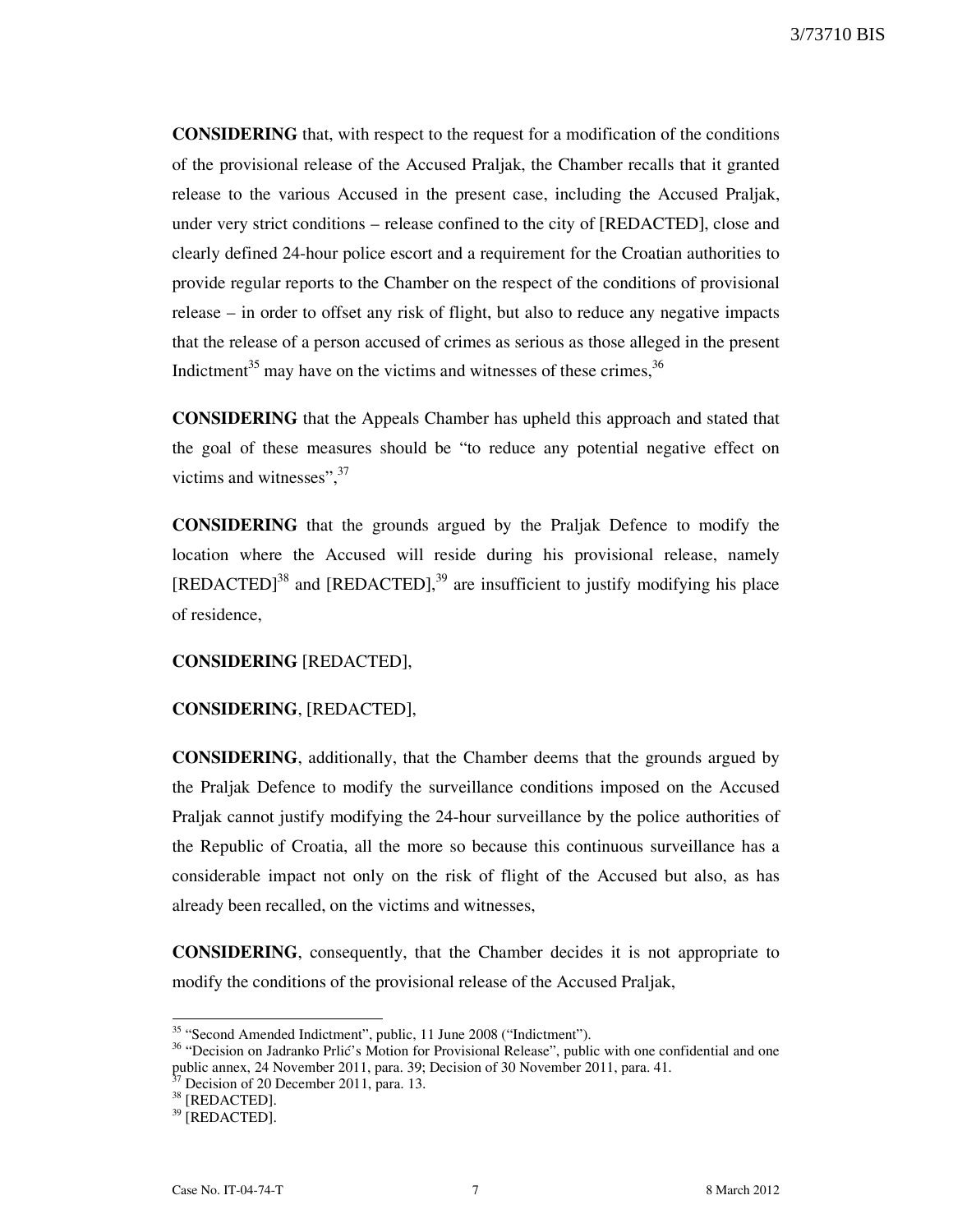**CONSIDERING** that, with respect to the request for a modification of the conditions of the provisional release of the Accused Praljak, the Chamber recalls that it granted release to the various Accused in the present case, including the Accused Praljak, under very strict conditions – release confined to the city of [REDACTED], close and clearly defined 24-hour police escort and a requirement for the Croatian authorities to provide regular reports to the Chamber on the respect of the conditions of provisional release – in order to offset any risk of flight, but also to reduce any negative impacts that the release of a person accused of crimes as serious as those alleged in the present Indictment[35] may have on the victims and witnesses of these crimes,[36]

**CONSIDERING** that the Appeals Chamber has upheld this approach and stated that the goal of these measures should be "to reduce any potential negative effect on victims and witnesses",[37]

**CONSIDERING** that the grounds argued by the Praljak Defence to modify the location where the Accused will reside during his provisional release, namely [REDACTED][38] and [REDACTED],[39] are insufficient to justify modifying his place of residence,

**CONSIDERING** [REDACTED],

**CONSIDERING**, [REDACTED],

**CONSIDERING**, additionally, that the Chamber deems that the grounds argued by the Praljak Defence to modify the surveillance conditions imposed on the Accused Praljak cannot justify modifying the 24-hour surveillance by the police authorities of the Republic of Croatia, all the more so because this continuous surveillance has a considerable impact not only on the risk of flight of the Accused but also, as has already been recalled, on the victims and witnesses,

**CONSIDERING**, consequently, that the Chamber decides it is not appropriate to modify the conditions of the provisional release of the Accused Praljak,

---

[35] "Second Amended Indictment", public, 11 June 2008 ("Indictment").

[36] "Decision on Jadranko Prlić's Motion for Provisional Release", public with one confidential and one public annex, 24 November 2011, para. 39; Decision of 30 November 2011, para. 41.

[37] Decision of 20 December 2011, para. 13.

[38] [REDACTED].

[39] [REDACTED].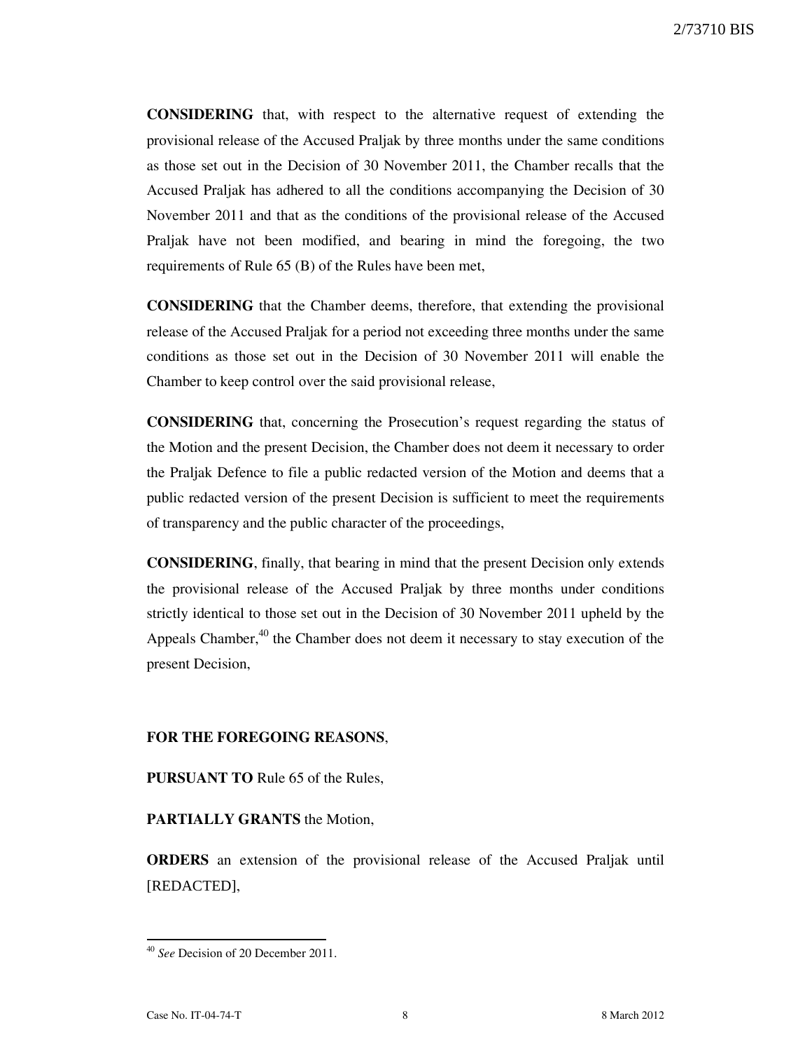**CONSIDERING** that, with respect to the alternative request of extending the provisional release of the Accused Praljak by three months under the same conditions as those set out in the Decision of 30 November 2011, the Chamber recalls that the Accused Praljak has adhered to all the conditions accompanying the Decision of 30 November 2011 and that as the conditions of the provisional release of the Accused Praljak have not been modified, and bearing in mind the foregoing, the two requirements of Rule 65 (B) of the Rules have been met,

**CONSIDERING** that the Chamber deems, therefore, that extending the provisional release of the Accused Praljak for a period not exceeding three months under the same conditions as those set out in the Decision of 30 November 2011 will enable the Chamber to keep control over the said provisional release,

**CONSIDERING** that, concerning the Prosecution's request regarding the status of the Motion and the present Decision, the Chamber does not deem it necessary to order the Praljak Defence to file a public redacted version of the Motion and deems that a public redacted version of the present Decision is sufficient to meet the requirements of transparency and the public character of the proceedings,

**CONSIDERING**, finally, that bearing in mind that the present Decision only extends the provisional release of the Accused Praljak by three months under conditions strictly identical to those set out in the Decision of 30 November 2011 upheld by the Appeals Chamber,[40] the Chamber does not deem it necessary to stay execution of the present Decision,

**FOR THE FOREGOING REASONS**,

**PURSUANT TO** Rule 65 of the Rules,

**PARTIALLY GRANTS** the Motion,

**ORDERS** an extension of the provisional release of the Accused Praljak until [REDACTED],

---

[40] *See* Decision of 20 December 2011.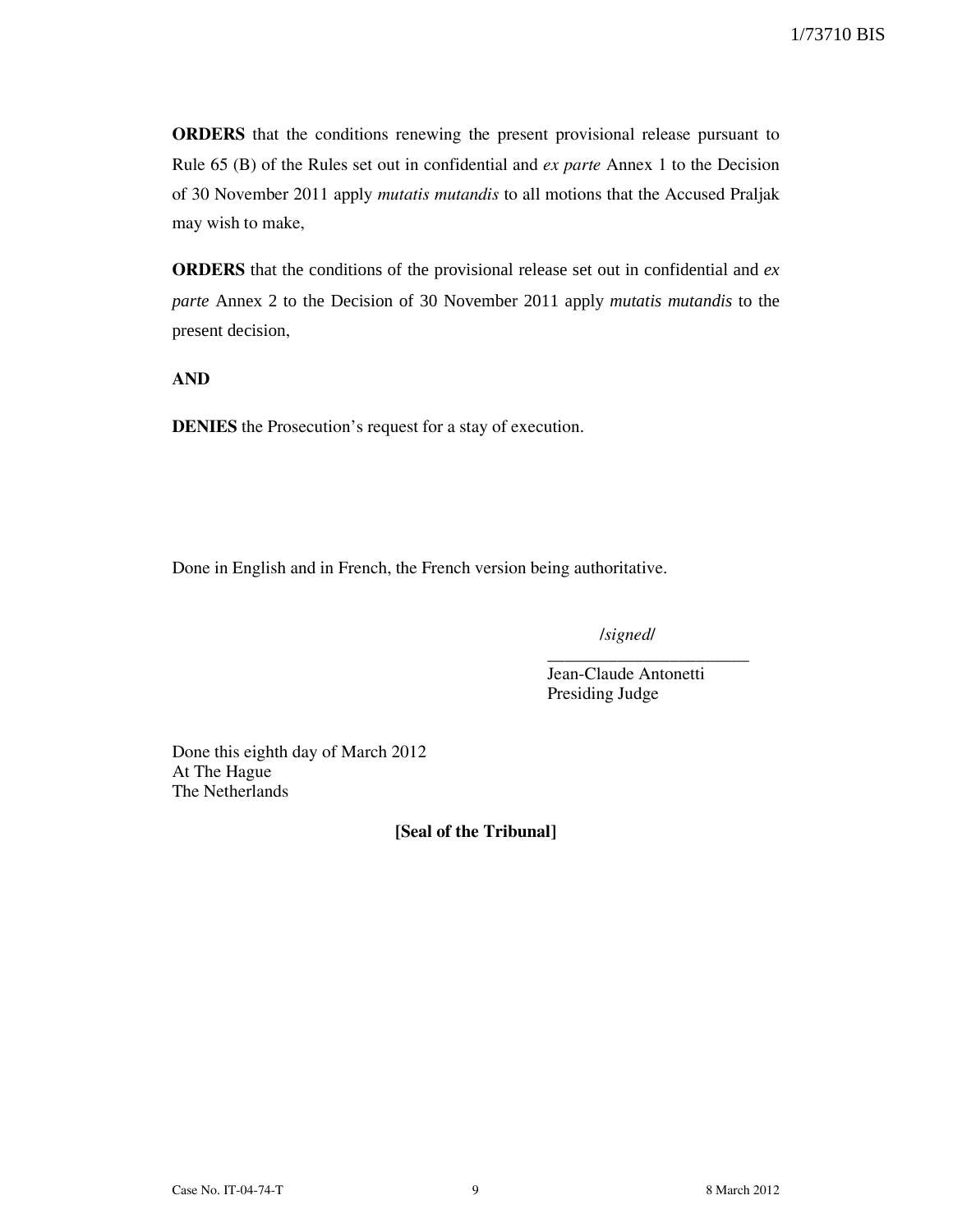**ORDERS** that the conditions renewing the present provisional release pursuant to Rule 65 (B) of the Rules set out in confidential and *ex parte* Annex 1 to the Decision of 30 November 2011 apply *mutatis mutandis* to all motions that the Accused Praljak may wish to make,

**ORDERS** that the conditions of the provisional release set out in confidential and *ex parte* Annex 2 to the Decision of 30 November 2011 apply *mutatis mutandis* to the present decision,

**AND**

**DENIES** the Prosecution's request for a stay of execution.

Done in English and in French, the French version being authoritative.

/*signed*/

_______________________

Jean-Claude Antonetti
Presiding Judge

Done this eighth day of March 2012
At The Hague
The Netherlands

**[Seal of the Tribunal]**